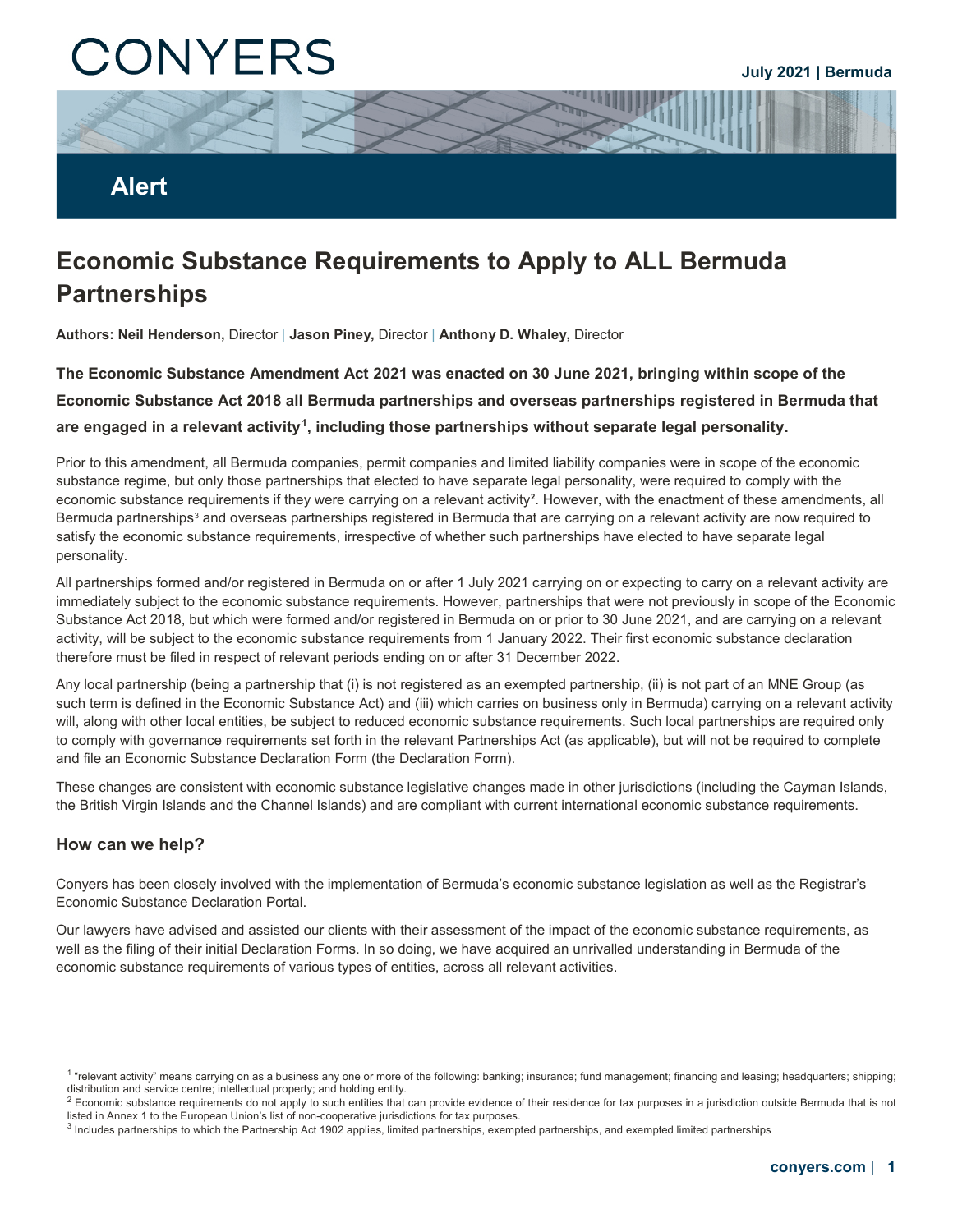CONYERS

July 2021 | Bermuda

**Alert**

# Economic Substance Requirements to Apply to ALL Bermuda Partnerships

**Authors: Neil Henderson,** Director | **Jason Piney,** Director | **Anthony D. Whaley,** Director

**The Economic Substance Amendment Act 2021 was enacted on 30 June 2021, bringing within scope of the Economic Substance Act 2018 all Bermuda partnerships and overseas partnerships registered in Bermuda that are engaged in a relevant activity[1], including those partnerships without separate legal personality.**

Prior to this amendment, all Bermuda companies, permit companies and limited liability companies were in scope of the economic substance regime, but only those partnerships that elected to have separate legal personality, were required to comply with the economic substance requirements if they were carrying on a relevant activity[2]. However, with the enactment of these amendments, all Bermuda partnerships[3] and overseas partnerships registered in Bermuda that are carrying on a relevant activity are now required to satisfy the economic substance requirements, irrespective of whether such partnerships have elected to have separate legal personality.

All partnerships formed and/or registered in Bermuda on or after 1 July 2021 carrying on or expecting to carry on a relevant activity are immediately subject to the economic substance requirements. However, partnerships that were not previously in scope of the Economic Substance Act 2018, but which were formed and/or registered in Bermuda on or prior to 30 June 2021, and are carrying on a relevant activity, will be subject to the economic substance requirements from 1 January 2022. Their first economic substance declaration therefore must be filed in respect of relevant periods ending on or after 31 December 2022.

Any local partnership (being a partnership that (i) is not registered as an exempted partnership, (ii) is not part of an MNE Group (as such term is defined in the Economic Substance Act) and (iii) which carries on business only in Bermuda) carrying on a relevant activity will, along with other local entities, be subject to reduced economic substance requirements. Such local partnerships are required only to comply with governance requirements set forth in the relevant Partnerships Act (as applicable), but will not be required to complete and file an Economic Substance Declaration Form (the Declaration Form).

These changes are consistent with economic substance legislative changes made in other jurisdictions (including the Cayman Islands, the British Virgin Islands and the Channel Islands) and are compliant with current international economic substance requirements.

## How can we help?

Conyers has been closely involved with the implementation of Bermuda's economic substance legislation as well as the Registrar's Economic Substance Declaration Portal.

Our lawyers have advised and assisted our clients with their assessment of the impact of the economic substance requirements, as well as the filing of their initial Declaration Forms. In so doing, we have acquired an unrivalled understanding in Bermuda of the economic substance requirements of various types of entities, across all relevant activities.

---

[1] "relevant activity" means carrying on as a business any one or more of the following: banking; insurance; fund management; financing and leasing; headquarters; shipping; distribution and service centre; intellectual property; and holding entity.

[2] Economic substance requirements do not apply to such entities that can provide evidence of their residence for tax purposes in a jurisdiction outside Bermuda that is not listed in Annex 1 to the European Union's list of non-cooperative jurisdictions for tax purposes.

[3] Includes partnerships to which the Partnership Act 1902 applies, limited partnerships, exempted partnerships, and exempted limited partnerships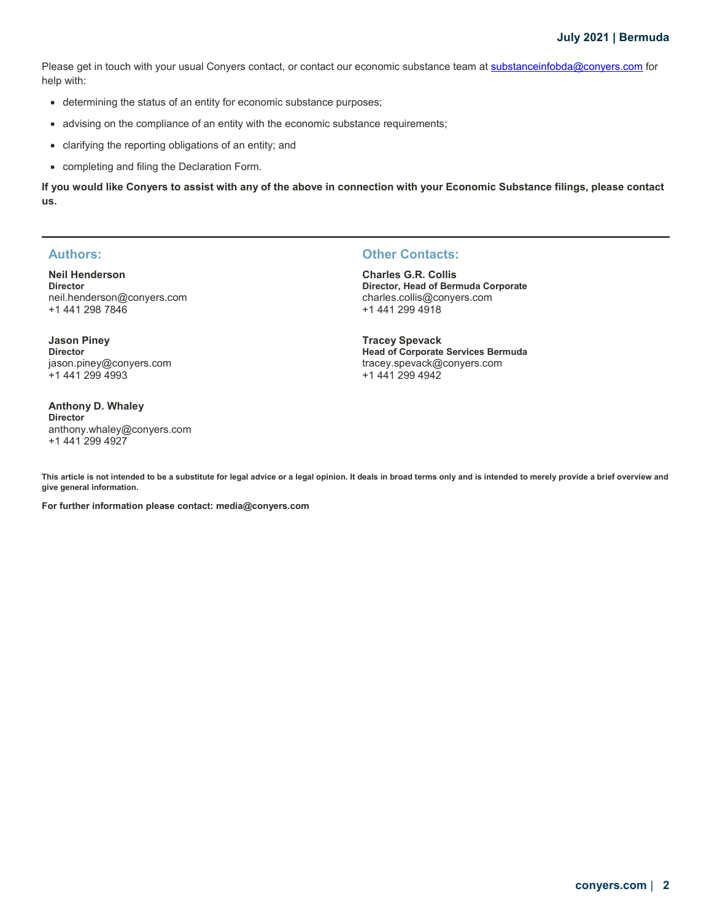Please get in touch with your usual Conyers contact, or contact our economic substance team at substanceinfobda@conyers.com for help with:

- determining the status of an entity for economic substance purposes;
- advising on the compliance of an entity with the economic substance requirements;
- clarifying the reporting obligations of an entity; and
- completing and filing the Declaration Form.

**If you would like Conyers to assist with any of the above in connection with your Economic Substance filings, please contact us.**

---

## Authors:

**Neil Henderson**
**Director**
neil.henderson@conyers.com
+1 441 298 7846

**Jason Piney**
**Director**
jason.piney@conyers.com
+1 441 299 4993

**Anthony D. Whaley**
**Director**
anthony.whaley@conyers.com
+1 441 299 4927

## Other Contacts:

**Charles G.R. Collis**
**Director, Head of Bermuda Corporate**
charles.collis@conyers.com
+1 441 299 4918

**Tracey Spevack**
**Head of Corporate Services Bermuda**
tracey.spevack@conyers.com
+1 441 299 4942

**This article is not intended to be a substitute for legal advice or a legal opinion. It deals in broad terms only and is intended to merely provide a brief overview and give general information.**

**For further information please contact: media@conyers.com**